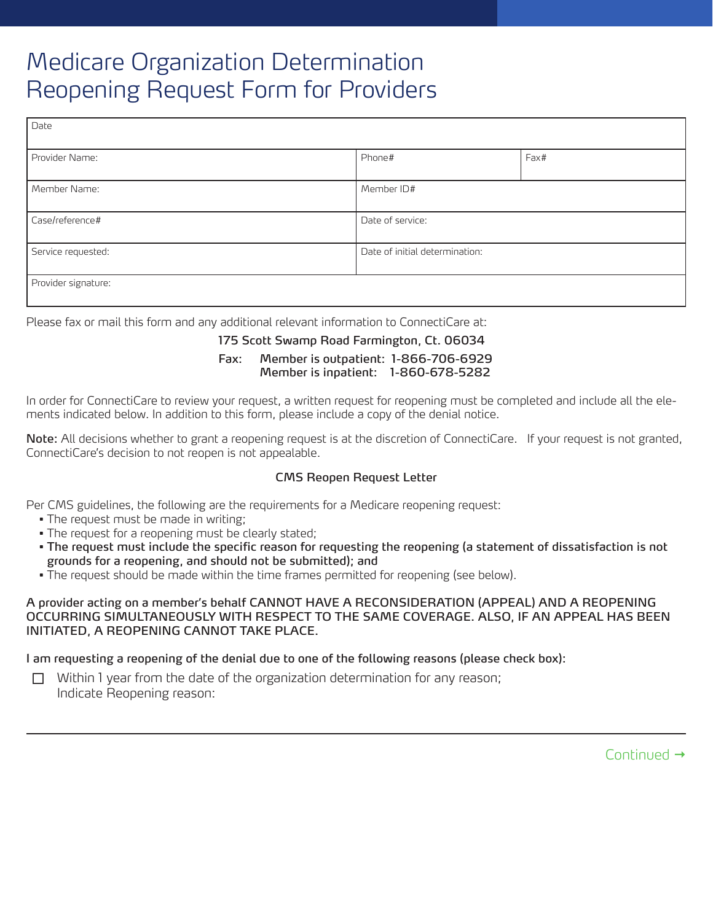# Medicare Organization Determination Reopening Request Form for Providers

| Date | | |
|---|---|---|
| Provider Name: | Phone# | Fax# |
| Member Name: | Member ID# | |
| Case/reference# | Date of service: | |
| Service requested: | Date of initial determination: | |
| Provider signature: | | |

Please fax or mail this form and any additional relevant information to ConnectiCare at:

175 Scott Swamp Road Farmington, Ct. 06034

Fax: Member is outpatient: 1-866-706-6929
Member is inpatient: 1-860-678-5282

In order for ConnectiCare to review your request, a written request for reopening must be completed and include all the elements indicated below. In addition to this form, please include a copy of the denial notice.

**Note:** All decisions whether to grant a reopening request is at the discretion of ConnectiCare. If your request is not granted, ConnectiCare's decision to not reopen is not appealable.

## CMS Reopen Request Letter

Per CMS guidelines, the following are the requirements for a Medicare reopening request:

- The request must be made in writing;
- The request for a reopening must be clearly stated;
- **The request must include the specific reason for requesting the reopening (a statement of dissatisfaction is not grounds for a reopening, and should not be submitted); and**
- The request should be made within the time frames permitted for reopening (see below).

**A provider acting on a member's behalf CANNOT HAVE A RECONSIDERATION (APPEAL) AND A REOPENING OCCURRING SIMULTANEOUSLY WITH RESPECT TO THE SAME COVERAGE. ALSO, IF AN APPEAL HAS BEEN INITIATED, A REOPENING CANNOT TAKE PLACE.**

**I am requesting a reopening of the denial due to one of the following reasons (please check box):**

☐ Within 1 year from the date of the organization determination for any reason;
Indicate Reopening reason:

Continued →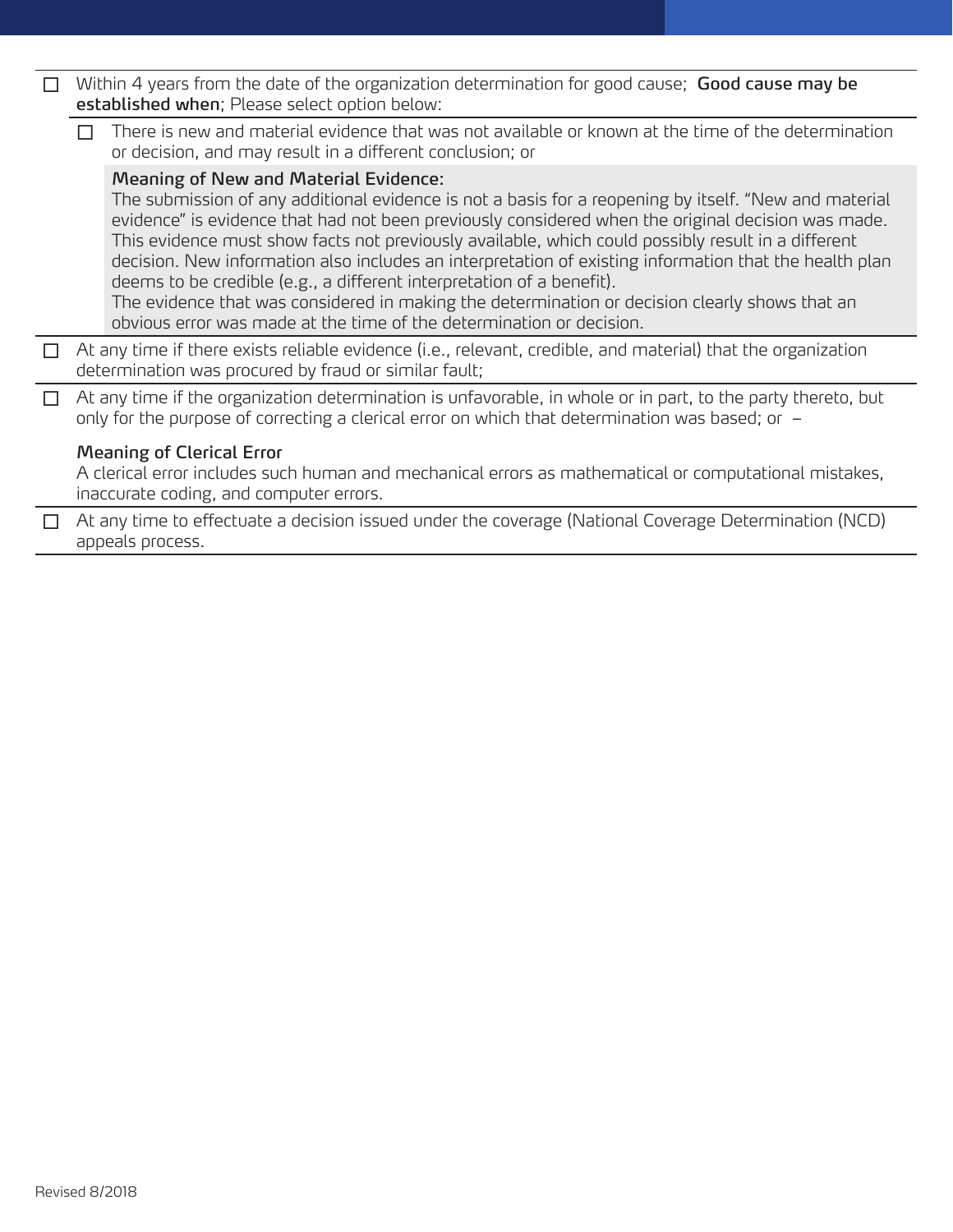- ☐ Within 4 years from the date of the organization determination for good cause; **Good cause may be established when**; Please select option below:
  - ☐ There is new and material evidence that was not available or known at the time of the determination or decision, and may result in a different conclusion; or

    **Meaning of New and Material Evidence:**
    The submission of any additional evidence is not a basis for a reopening by itself. "New and material evidence" is evidence that had not been previously considered when the original decision was made. This evidence must show facts not previously available, which could possibly result in a different decision. New information also includes an interpretation of existing information that the health plan deems to be credible (e.g., a different interpretation of a benefit).
    The evidence that was considered in making the determination or decision clearly shows that an obvious error was made at the time of the determination or decision.
- ☐ At any time if there exists reliable evidence (i.e., relevant, credible, and material) that the organization determination was procured by fraud or similar fault;
- ☐ At any time if the organization determination is unfavorable, in whole or in part, to the party thereto, but only for the purpose of correcting a clerical error on which that determination was based; or –

  **Meaning of Clerical Error**
  A clerical error includes such human and mechanical errors as mathematical or computational mistakes, inaccurate coding, and computer errors.
- ☐ At any time to effectuate a decision issued under the coverage (National Coverage Determination (NCD) appeals process.

Revised 8/2018